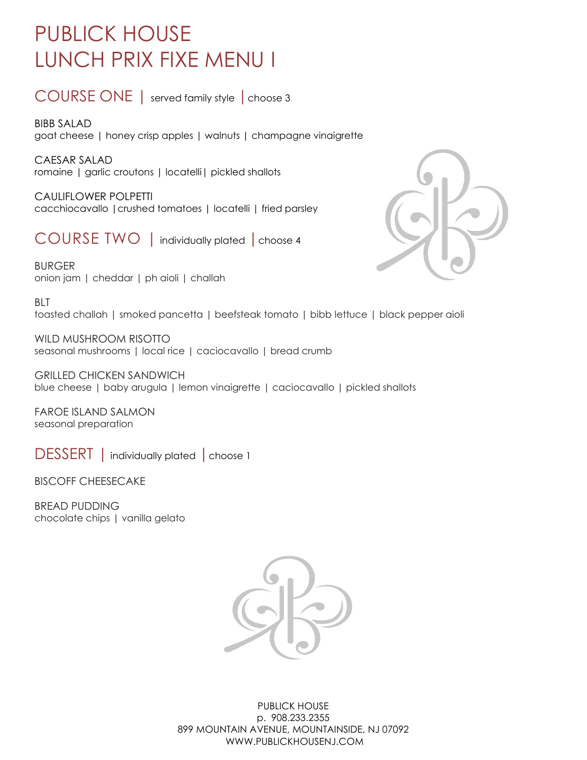# PUBLICK HOUSE
# LUNCH PRIX FIXE MENU I

## COURSE ONE | served family style | choose 3

BIBB SALAD
goat cheese | honey crisp apples | walnuts | champagne vinaigrette

CAESAR SALAD
romaine | garlic croutons | locatelli | pickled shallots

CAULIFLOWER POLPETTI
cacchiocavallo | crushed tomatoes | locatelli | fried parsley

## COURSE TWO | individually plated | choose 4

BURGER
onion jam | cheddar | ph aioli | challah

BLT
toasted challah | smoked pancetta | beefsteak tomato | bibb lettuce | black pepper aioli

WILD MUSHROOM RISOTTO
seasonal mushrooms | local rice | caciocavallo | bread crumb

GRILLED CHICKEN SANDWICH
blue cheese | baby arugula | lemon vinaigrette | caciocavallo | pickled shallots

FAROE ISLAND SALMON
seasonal preparation

## DESSERT | individually plated | choose 1

BISCOFF CHEESECAKE

BREAD PUDDING
chocolate chips | vanilla gelato

PUBLICK HOUSE
p. 908.233.2355
899 MOUNTAIN AVENUE, MOUNTAINSIDE, NJ 07092
WWW.PUBLICKHOUSENJ.COM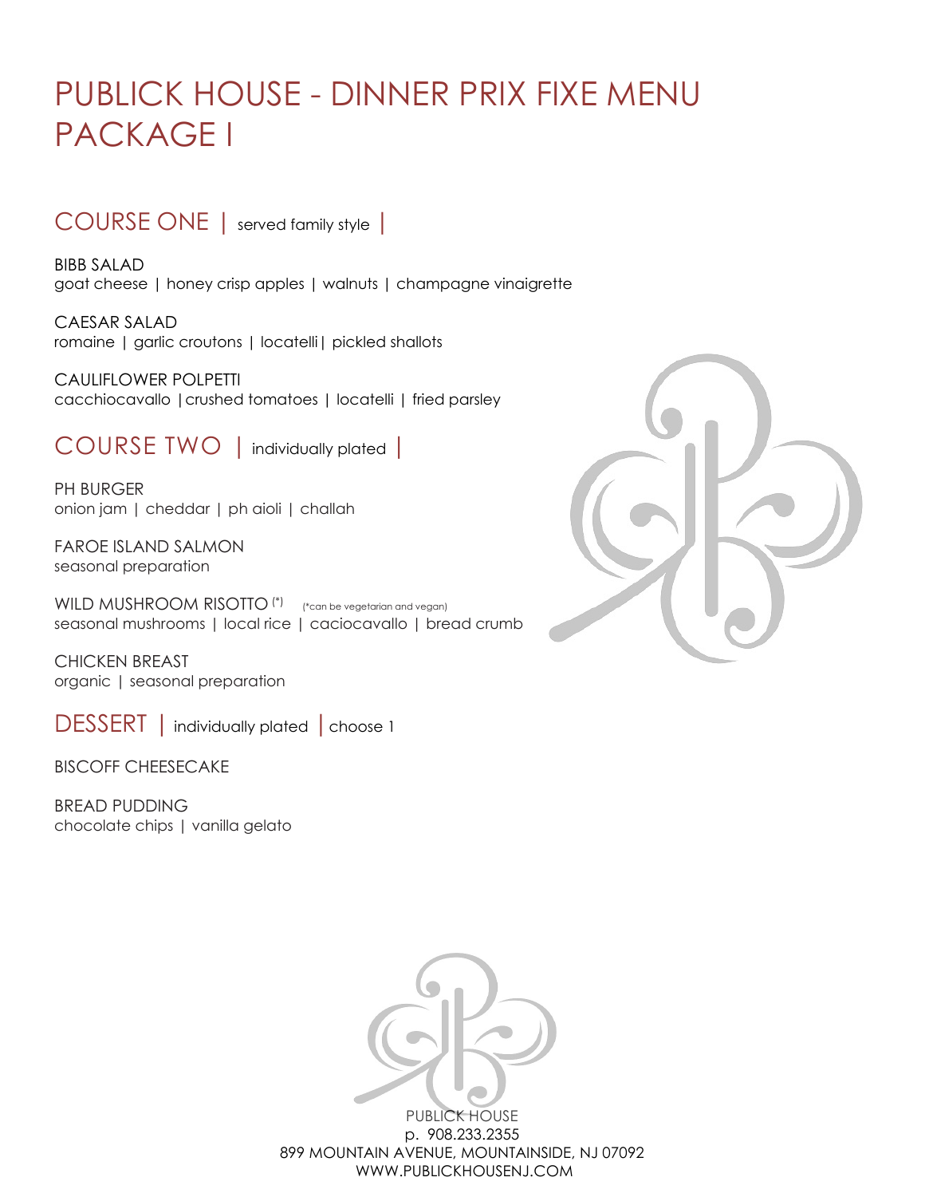# PUBLICK HOUSE - DINNER PRIX FIXE MENU PACKAGE I

## COURSE ONE | served family style |

BIBB SALAD
goat cheese | honey crisp apples | walnuts | champagne vinaigrette

CAESAR SALAD
romaine | garlic croutons | locatelli | pickled shallots

CAULIFLOWER POLPETTI
cacchiocavallo | crushed tomatoes | locatelli | fried parsley

## COURSE TWO | individually plated |

PH BURGER
onion jam | cheddar | ph aioli | challah

FAROE ISLAND SALMON
seasonal preparation

WILD MUSHROOM RISOTTO (*) (*can be vegetarian and vegan)
seasonal mushrooms | local rice | caciocavallo | bread crumb

CHICKEN BREAST
organic | seasonal preparation

## DESSERT | individually plated | choose 1

BISCOFF CHEESECAKE

BREAD PUDDING
chocolate chips | vanilla gelato

PUBLICK HOUSE
p. 908.233.2355
899 MOUNTAIN AVENUE, MOUNTAINSIDE, NJ 07092
WWW.PUBLICKHOUSENJ.COM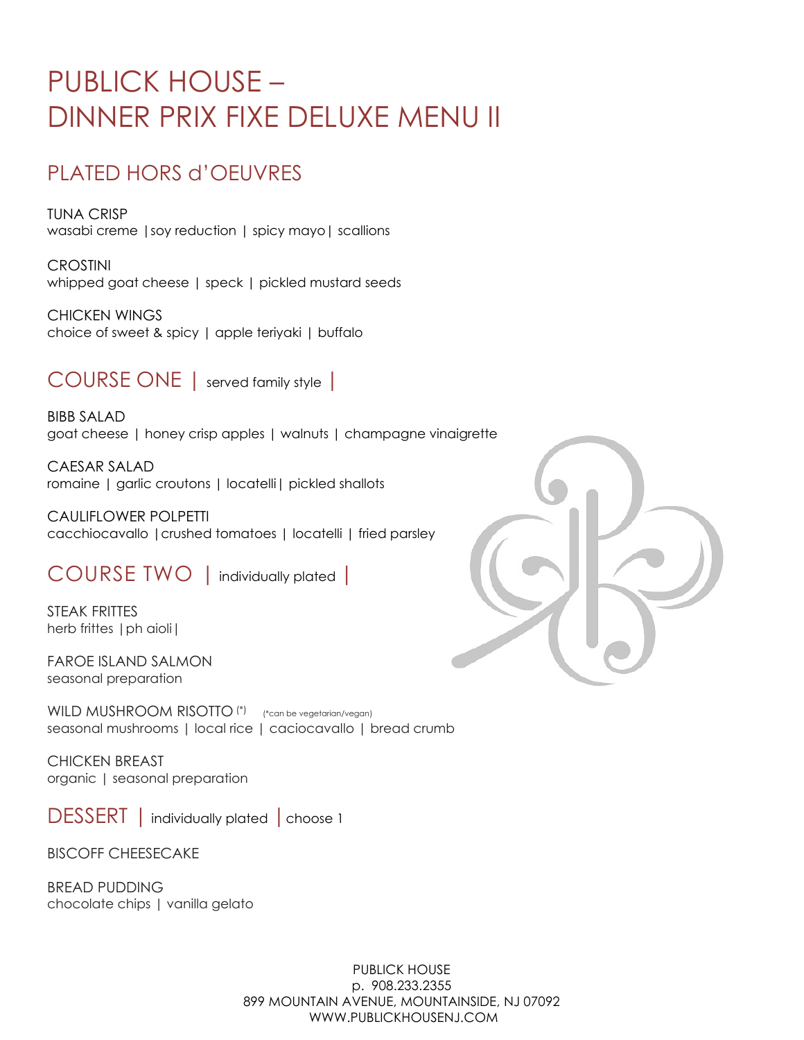# PUBLICK HOUSE – DINNER PRIX FIXE DELUXE MENU II

## PLATED HORS d'OEUVRES

TUNA CRISP
wasabi creme | soy reduction | spicy mayo | scallions

CROSTINI
whipped goat cheese | speck | pickled mustard seeds

CHICKEN WINGS
choice of sweet & spicy | apple teriyaki | buffalo

## COURSE ONE | served family style |

BIBB SALAD
goat cheese | honey crisp apples | walnuts | champagne vinaigrette

CAESAR SALAD
romaine | garlic croutons | locatelli | pickled shallots

CAULIFLOWER POLPETTI
cacchiocavallo | crushed tomatoes | locatelli | fried parsley

## COURSE TWO | individually plated |

STEAK FRITTES
herb frittes | ph aioli |

FAROE ISLAND SALMON
seasonal preparation

WILD MUSHROOM RISOTTO (*) (*can be vegetarian/vegan)
seasonal mushrooms | local rice | caciocavallo | bread crumb

CHICKEN BREAST
organic | seasonal preparation

## DESSERT | individually plated | choose 1

BISCOFF CHEESECAKE

BREAD PUDDING
chocolate chips | vanilla gelato

PUBLICK HOUSE
p. 908.233.2355
899 MOUNTAIN AVENUE, MOUNTAINSIDE, NJ 07092
WWW.PUBLICKHOUSENJ.COM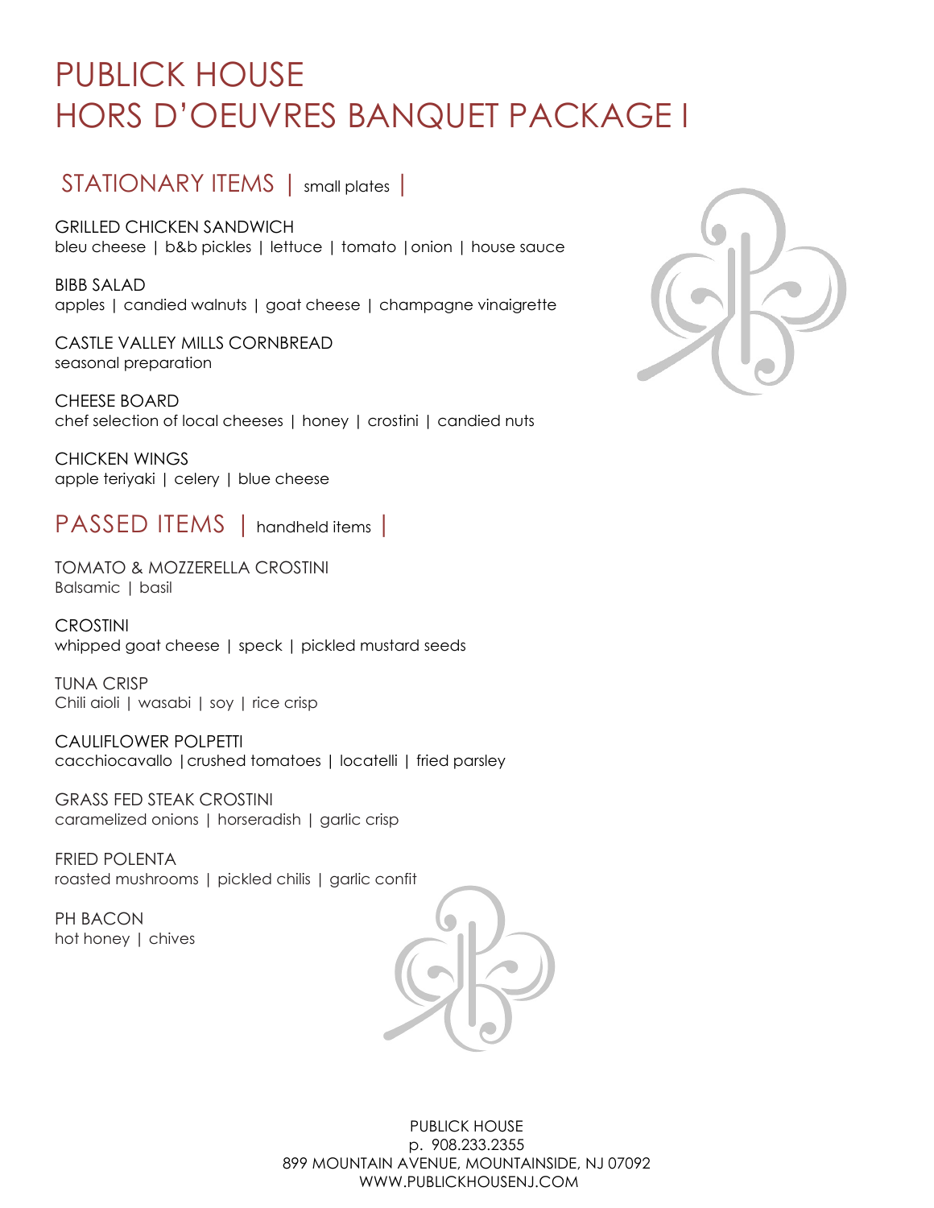# PUBLICK HOUSE
# HORS D'OEUVRES BANQUET PACKAGE I

## STATIONARY ITEMS | small plates |

GRILLED CHICKEN SANDWICH
bleu cheese | b&b pickles | lettuce | tomato | onion | house sauce

BIBB SALAD
apples | candied walnuts | goat cheese | champagne vinaigrette

CASTLE VALLEY MILLS CORNBREAD
seasonal preparation

CHEESE BOARD
chef selection of local cheeses | honey | crostini | candied nuts

CHICKEN WINGS
apple teriyaki | celery | blue cheese

## PASSED ITEMS | handheld items |

TOMATO & MOZZERELLA CROSTINI
Balsamic | basil

CROSTINI
whipped goat cheese | speck | pickled mustard seeds

TUNA CRISP
Chili aioli | wasabi | soy | rice crisp

CAULIFLOWER POLPETTI
cacchiocavallo | crushed tomatoes | locatelli | fried parsley

GRASS FED STEAK CROSTINI
caramelized onions | horseradish | garlic crisp

FRIED POLENTA
roasted mushrooms | pickled chilis | garlic confit

PH BACON
hot honey | chives

PUBLICK HOUSE
p. 908.233.2355
899 MOUNTAIN AVENUE, MOUNTAINSIDE, NJ 07092
WWW.PUBLICKHOUSENJ.COM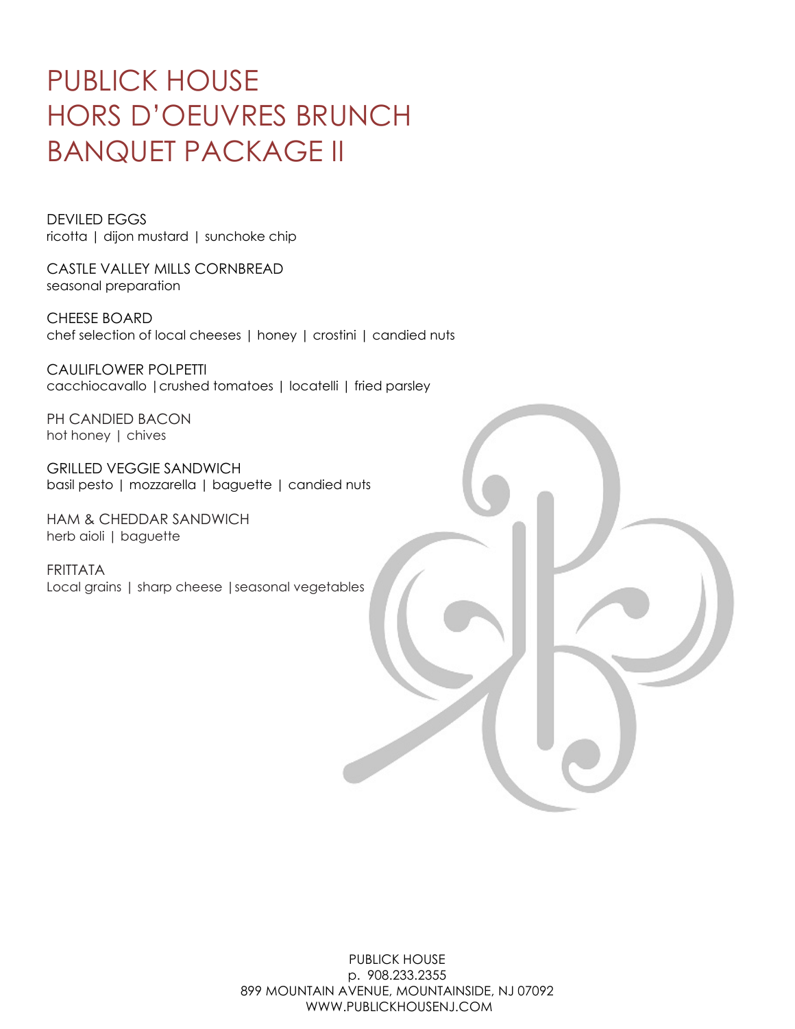# PUBLICK HOUSE
# HORS D'OEUVRES BRUNCH
# BANQUET PACKAGE II

DEVILED EGGS
ricotta | dijon mustard | sunchoke chip

CASTLE VALLEY MILLS CORNBREAD
seasonal preparation

CHEESE BOARD
chef selection of local cheeses | honey | crostini | candied nuts

CAULIFLOWER POLPETTI
cacchiocavallo |crushed tomatoes | locatelli | fried parsley

PH CANDIED BACON
hot honey | chives

GRILLED VEGGIE SANDWICH
basil pesto | mozzarella | baguette | candied nuts

HAM & CHEDDAR SANDWICH
herb aioli | baguette

FRITTATA
Local grains | sharp cheese |seasonal vegetables

PUBLICK HOUSE
p. 908.233.2355
899 MOUNTAIN AVENUE, MOUNTAINSIDE, NJ 07092
WWW.PUBLICKHOUSENJ.COM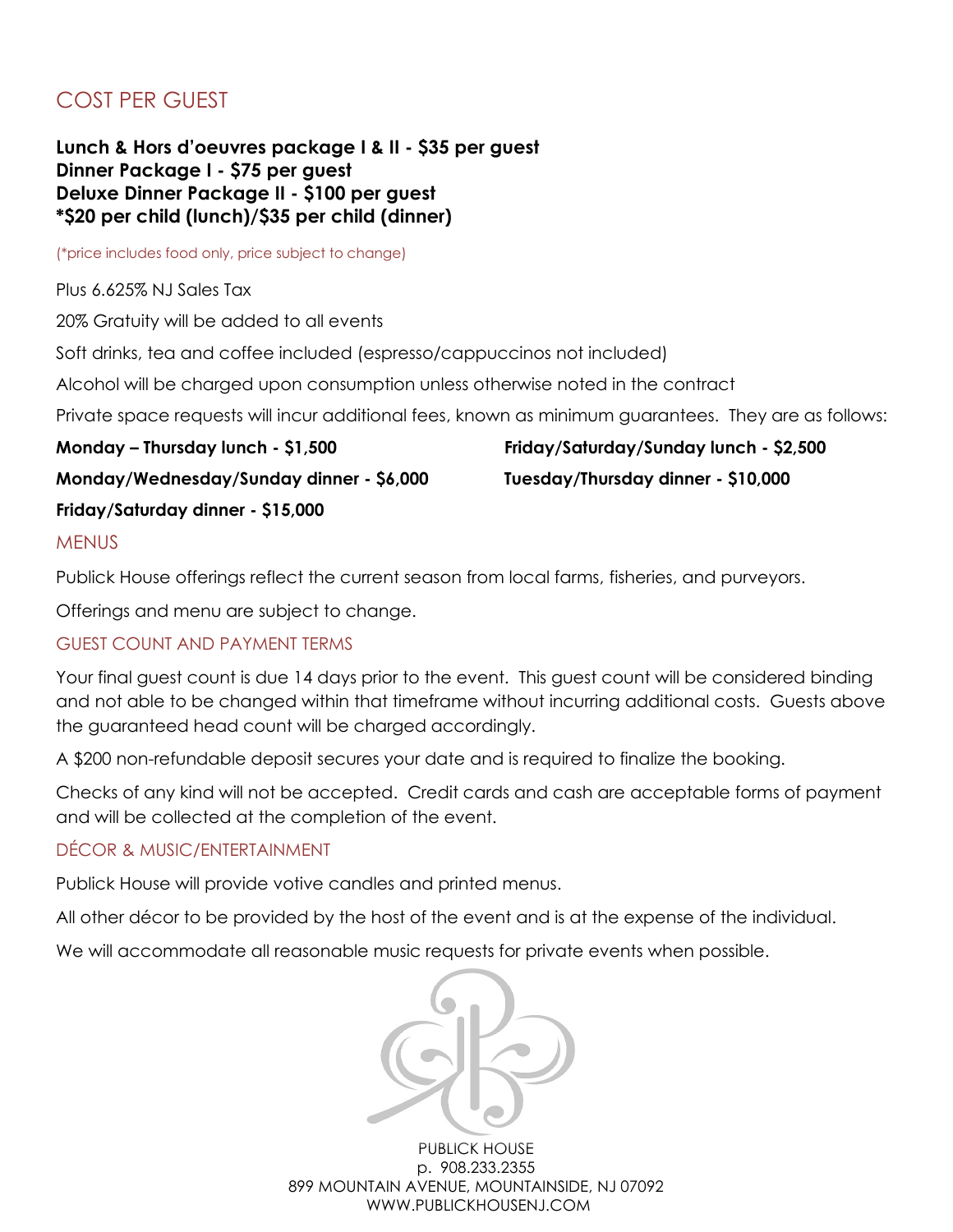## COST PER GUEST

**Lunch & Hors d'oeuvres package I & II - $35 per guest**
**Dinner Package I - $75 per guest**
**Deluxe Dinner Package II - $100 per guest**
***$20 per child (lunch)/$35 per child (dinner)**

(*price includes food only, price subject to change)

Plus 6.625% NJ Sales Tax

20% Gratuity will be added to all events

Soft drinks, tea and coffee included (espresso/cappuccinos not included)

Alcohol will be charged upon consumption unless otherwise noted in the contract

Private space requests will incur additional fees, known as minimum guarantees. They are as follows:

**Monday – Thursday lunch - $1,500**

**Friday/Saturday/Sunday lunch - $2,500**

**Monday/Wednesday/Sunday dinner - $6,000**

**Tuesday/Thursday dinner - $10,000**

**Friday/Saturday dinner - $15,000**

## MENUS

Publick House offerings reflect the current season from local farms, fisheries, and purveyors.

Offerings and menu are subject to change.

## GUEST COUNT AND PAYMENT TERMS

Your final guest count is due 14 days prior to the event. This guest count will be considered binding and not able to be changed within that timeframe without incurring additional costs. Guests above the guaranteed head count will be charged accordingly.

A $200 non-refundable deposit secures your date and is required to finalize the booking.

Checks of any kind will not be accepted. Credit cards and cash are acceptable forms of payment and will be collected at the completion of the event.

## DÉCOR & MUSIC/ENTERTAINMENT

Publick House will provide votive candles and printed menus.

All other décor to be provided by the host of the event and is at the expense of the individual.

We will accommodate all reasonable music requests for private events when possible.

PUBLICK HOUSE
p. 908.233.2355
899 MOUNTAIN AVENUE, MOUNTAINSIDE, NJ 07092
WWW.PUBLICKHOUSENJ.COM